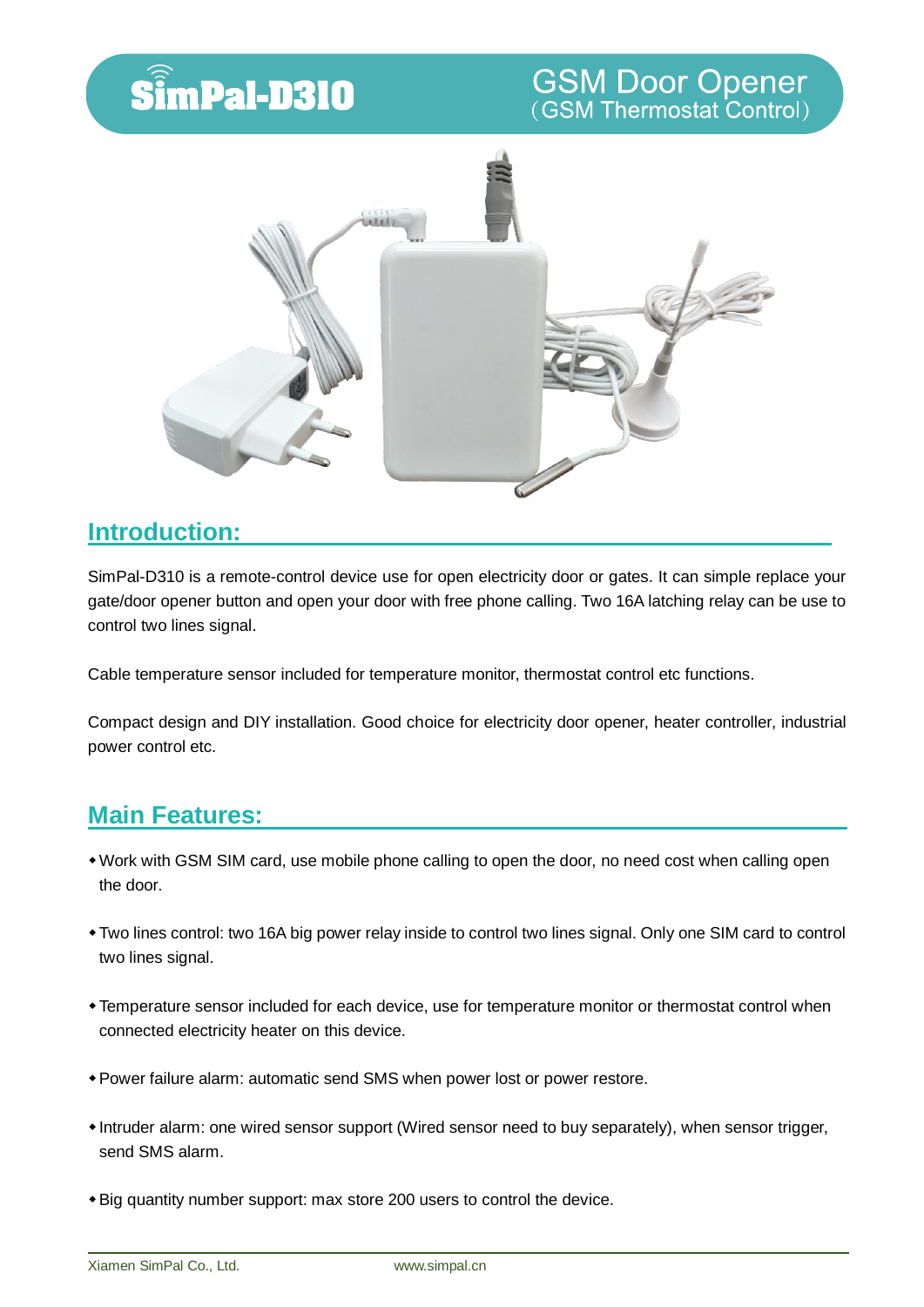# SimPal-D310

## GSM Door Opener
(GSM Thermostat Control)

## Introduction:

SimPal-D310 is a remote-control device use for open electricity door or gates. It can simple replace your gate/door opener button and open your door with free phone calling. Two 16A latching relay can be use to control two lines signal.

Cable temperature sensor included for temperature monitor, thermostat control etc functions.

Compact design and DIY installation. Good choice for electricity door opener, heater controller, industrial power control etc.

## Main Features:

- Work with GSM SIM card, use mobile phone calling to open the door, no need cost when calling open the door.
- Two lines control: two 16A big power relay inside to control two lines signal. Only one SIM card to control two lines signal.
- Temperature sensor included for each device, use for temperature monitor or thermostat control when connected electricity heater on this device.
- Power failure alarm: automatic send SMS when power lost or power restore.
- Intruder alarm: one wired sensor support (Wired sensor need to buy separately), when sensor trigger, send SMS alarm.
- Big quantity number support: max store 200 users to control the device.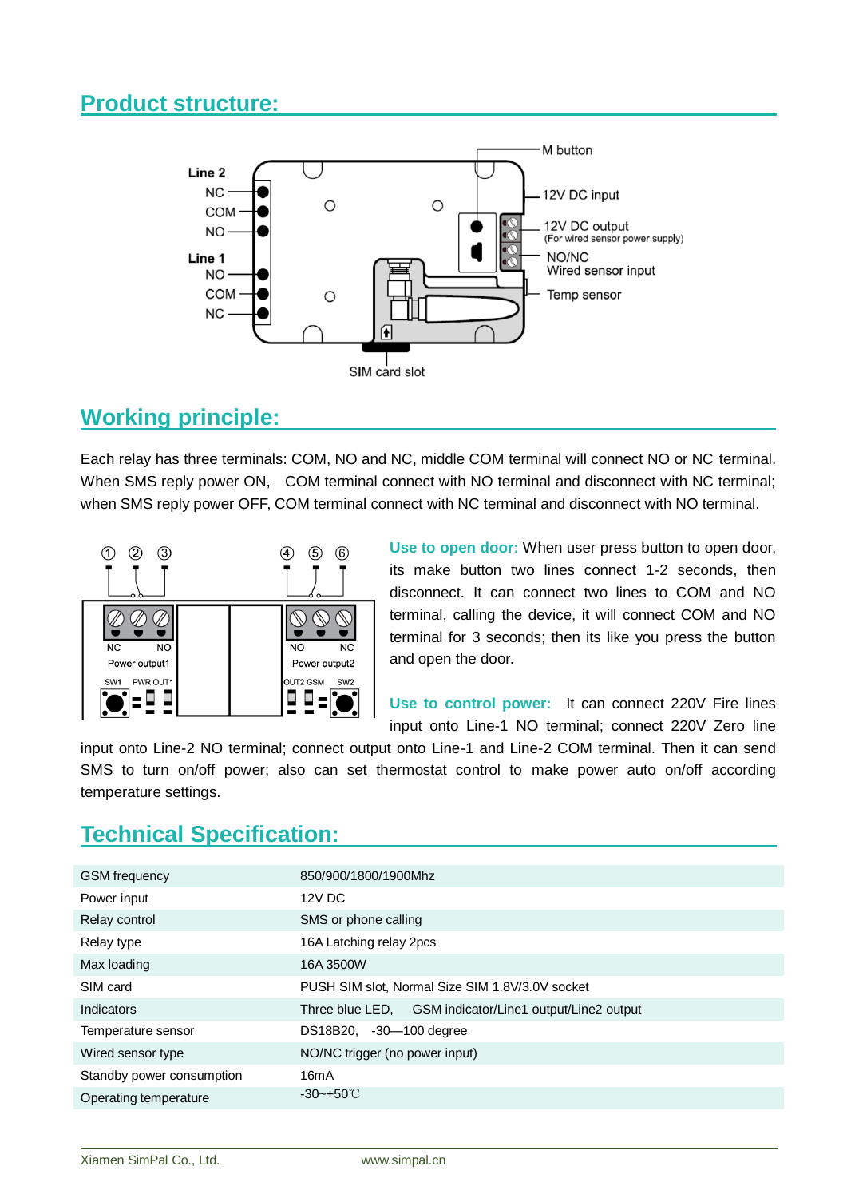## Product structure:

Line 2
NC
COM
NO
Line 1
NO
COM
NC

M button
12V DC input
12V DC output
(For wired sensor power supply)
NO/NC
Wired sensor input
Temp sensor
SIM card slot

## Working principle:

Each relay has three terminals: COM, NO and NC, middle COM terminal will connect NO or NC terminal. When SMS reply power ON, COM terminal connect with NO terminal and disconnect with NC terminal; when SMS reply power OFF, COM terminal connect with NC terminal and disconnect with NO terminal.

① ② ③ ④ ⑤ ⑥
NC NO
Power output1
SW1 PWR OUT1
NO NC
Power output2
OUT2 GSM SW2

**Use to open door:** When user press button to open door, its make button two lines connect 1-2 seconds, then disconnect. It can connect two lines to COM and NO terminal, calling the device, it will connect COM and NO terminal for 3 seconds; then its like you press the button and open the door.

**Use to control power:** It can connect 220V Fire lines input onto Line-1 NO terminal; connect 220V Zero line input onto Line-2 NO terminal; connect output onto Line-1 and Line-2 COM terminal. Then it can send SMS to turn on/off power; also can set thermostat control to make power auto on/off according temperature settings.

## Technical Specification:

| | |
|---|---|
| GSM frequency | 850/900/1800/1900Mhz |
| Power input | 12V DC |
| Relay control | SMS or phone calling |
| Relay type | 16A Latching relay 2pcs |
| Max loading | 16A 3500W |
| SIM card | PUSH SIM slot, Normal Size SIM 1.8V/3.0V socket |
| Indicators | Three blue LED, GSM indicator/Line1 output/Line2 output |
| Temperature sensor | DS18B20, -30—100 degree |
| Wired sensor type | NO/NC trigger (no power input) |
| Standby power consumption | 16mA |
| Operating temperature | -30~+50℃ |